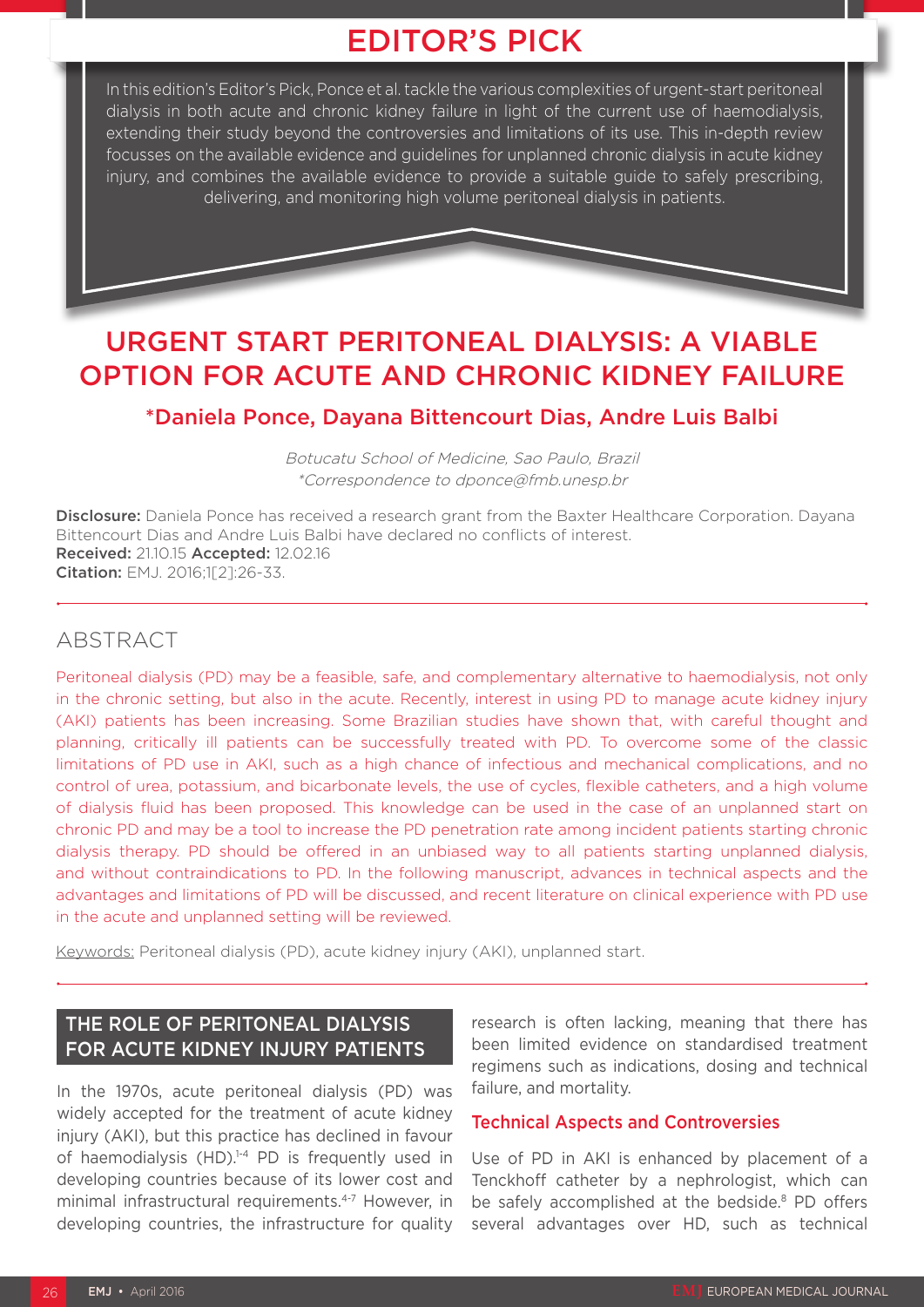# EDITOR'S PICK

In this edition's Editor's Pick, Ponce et al. tackle the various complexities of urgent-start peritoneal dialysis in both acute and chronic kidney failure in light of the current use of haemodialysis, extending their study beyond the controversies and limitations of its use. This in-depth review focusses on the available evidence and guidelines for unplanned chronic dialysis in acute kidney injury, and combines the available evidence to provide a suitable guide to safely prescribing, delivering, and monitoring high volume peritoneal dialysis in patients.

# URGENT START PERITONEAL DIALYSIS: A VIABLE OPTION FOR ACUTE AND CHRONIC KIDNEY FAILURE

**\*Daniela Ponce, Dayana Bittencourt Dias, Andre Luis Balbi**

*Botucatu School of Medicine, Sao Paulo, Brazil*
*\*Correspondence to dponce@fmb.unesp.br*

**Disclosure:** Daniela Ponce has received a research grant from the Baxter Healthcare Corporation. Dayana Bittencourt Dias and Andre Luis Balbi have declared no conflicts of interest.
**Received:** 21.10.15 **Accepted:** 12.02.16
**Citation:** EMJ. 2016;1[2]:26-33.

## ABSTRACT

Peritoneal dialysis (PD) may be a feasible, safe, and complementary alternative to haemodialysis, not only in the chronic setting, but also in the acute. Recently, interest in using PD to manage acute kidney injury (AKI) patients has been increasing. Some Brazilian studies have shown that, with careful thought and planning, critically ill patients can be successfully treated with PD. To overcome some of the classic limitations of PD use in AKI, such as a high chance of infectious and mechanical complications, and no control of urea, potassium, and bicarbonate levels, the use of cycles, flexible catheters, and a high volume of dialysis fluid has been proposed. This knowledge can be used in the case of an unplanned start on chronic PD and may be a tool to increase the PD penetration rate among incident patients starting chronic dialysis therapy. PD should be offered in an unbiased way to all patients starting unplanned dialysis, and without contraindications to PD. In the following manuscript, advances in technical aspects and the advantages and limitations of PD will be discussed, and recent literature on clinical experience with PD use in the acute and unplanned setting will be reviewed.

Keywords: Peritoneal dialysis (PD), acute kidney injury (AKI), unplanned start.

## THE ROLE OF PERITONEAL DIALYSIS FOR ACUTE KIDNEY INJURY PATIENTS

In the 1970s, acute peritoneal dialysis (PD) was widely accepted for the treatment of acute kidney injury (AKI), but this practice has declined in favour of haemodialysis (HD).[1-4] PD is frequently used in developing countries because of its lower cost and minimal infrastructural requirements.[4-7] However, in developing countries, the infrastructure for quality research is often lacking, meaning that there has been limited evidence on standardised treatment regimens such as indications, dosing and technical failure, and mortality.

### Technical Aspects and Controversies

Use of PD in AKI is enhanced by placement of a Tenckhoff catheter by a nephrologist, which can be safely accomplished at the bedside.[8] PD offers several advantages over HD, such as technical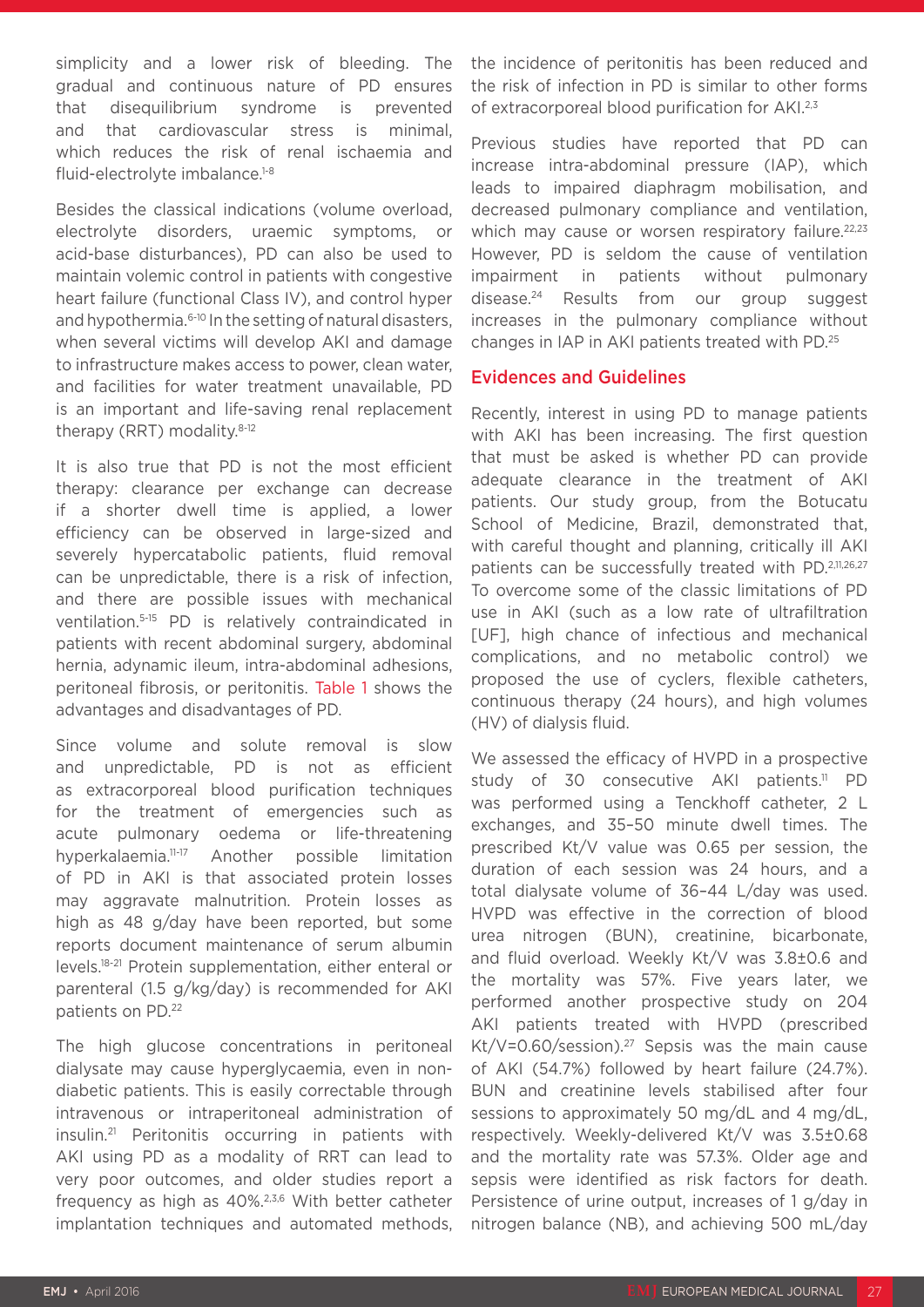simplicity and a lower risk of bleeding. The gradual and continuous nature of PD ensures that disequilibrium syndrome is prevented and that cardiovascular stress is minimal, which reduces the risk of renal ischaemia and fluid-electrolyte imbalance.[1-8]

Besides the classical indications (volume overload, electrolyte disorders, uraemic symptoms, or acid-base disturbances), PD can also be used to maintain volemic control in patients with congestive heart failure (functional Class IV), and control hyper and hypothermia.[6-10] In the setting of natural disasters, when several victims will develop AKI and damage to infrastructure makes access to power, clean water, and facilities for water treatment unavailable, PD is an important and life-saving renal replacement therapy (RRT) modality.[8-12]

It is also true that PD is not the most efficient therapy: clearance per exchange can decrease if a shorter dwell time is applied, a lower efficiency can be observed in large-sized and severely hypercatabolic patients, fluid removal can be unpredictable, there is a risk of infection, and there are possible issues with mechanical ventilation.[5-15] PD is relatively contraindicated in patients with recent abdominal surgery, abdominal hernia, adynamic ileum, intra-abdominal adhesions, peritoneal fibrosis, or peritonitis. Table 1 shows the advantages and disadvantages of PD.

Since volume and solute removal is slow and unpredictable, PD is not as efficient as extracorporeal blood purification techniques for the treatment of emergencies such as acute pulmonary oedema or life-threatening hyperkalaemia.[11-17] Another possible limitation of PD in AKI is that associated protein losses may aggravate malnutrition. Protein losses as high as 48 g/day have been reported, but some reports document maintenance of serum albumin levels.[18-21] Protein supplementation, either enteral or parenteral (1.5 g/kg/day) is recommended for AKI patients on PD.[22]

The high glucose concentrations in peritoneal dialysate may cause hyperglycaemia, even in non-diabetic patients. This is easily correctable through intravenous or intraperitoneal administration of insulin.[21] Peritonitis occurring in patients with AKI using PD as a modality of RRT can lead to very poor outcomes, and older studies report a frequency as high as 40%.[2,3,6] With better catheter implantation techniques and automated methods, the incidence of peritonitis has been reduced and the risk of infection in PD is similar to other forms of extracorporeal blood purification for AKI.[2,3]

Previous studies have reported that PD can increase intra-abdominal pressure (IAP), which leads to impaired diaphragm mobilisation, and decreased pulmonary compliance and ventilation, which may cause or worsen respiratory failure.[22,23] However, PD is seldom the cause of ventilation impairment in patients without pulmonary disease.[24] Results from our group suggest increases in the pulmonary compliance without changes in IAP in AKI patients treated with PD.[25]

## Evidences and Guidelines

Recently, interest in using PD to manage patients with AKI has been increasing. The first question that must be asked is whether PD can provide adequate clearance in the treatment of AKI patients. Our study group, from the Botucatu School of Medicine, Brazil, demonstrated that, with careful thought and planning, critically ill AKI patients can be successfully treated with PD.[2,11,26,27] To overcome some of the classic limitations of PD use in AKI (such as a low rate of ultrafiltration [UF], high chance of infectious and mechanical complications, and no metabolic control) we proposed the use of cyclers, flexible catheters, continuous therapy (24 hours), and high volumes (HV) of dialysis fluid.

We assessed the efficacy of HVPD in a prospective study of 30 consecutive AKI patients.[11] PD was performed using a Tenckhoff catheter, 2 L exchanges, and 35–50 minute dwell times. The prescribed Kt/V value was 0.65 per session, the duration of each session was 24 hours, and a total dialysate volume of 36–44 L/day was used. HVPD was effective in the correction of blood urea nitrogen (BUN), creatinine, bicarbonate, and fluid overload. Weekly Kt/V was 3.8±0.6 and the mortality was 57%. Five years later, we performed another prospective study on 204 AKI patients treated with HVPD (prescribed Kt/V=0.60/session).[27] Sepsis was the main cause of AKI (54.7%) followed by heart failure (24.7%). BUN and creatinine levels stabilised after four sessions to approximately 50 mg/dL and 4 mg/dL, respectively. Weekly-delivered Kt/V was 3.5±0.68 and the mortality rate was 57.3%. Older age and sepsis were identified as risk factors for death. Persistence of urine output, increases of 1 g/day in nitrogen balance (NB), and achieving 500 mL/day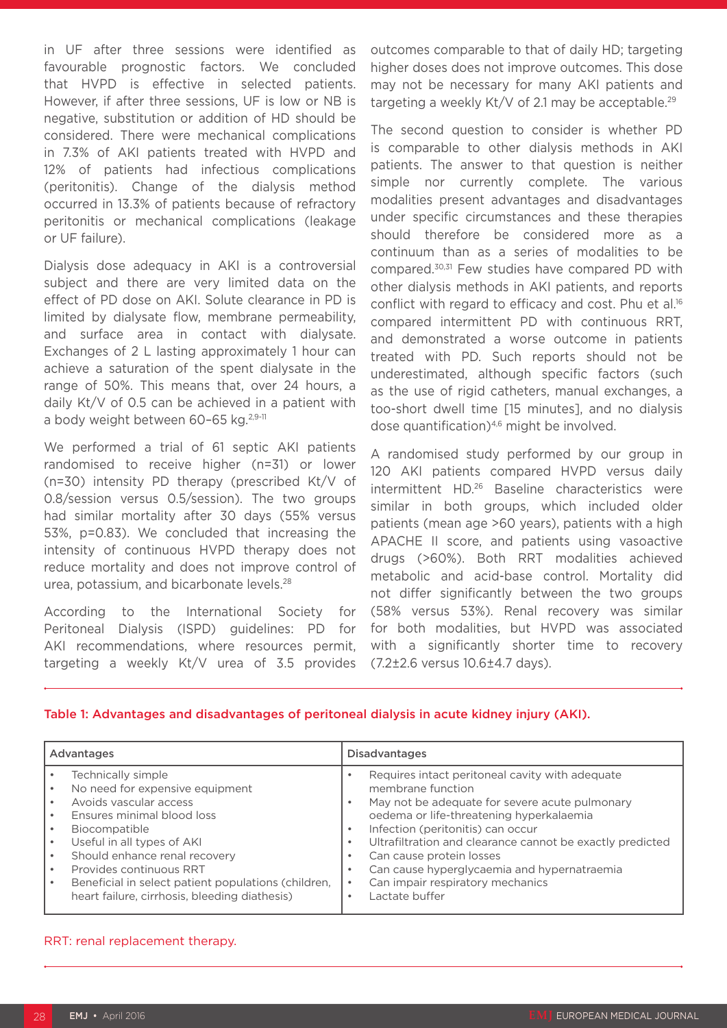in UF after three sessions were identified as favourable prognostic factors. We concluded that HVPD is effective in selected patients. However, if after three sessions, UF is low or NB is negative, substitution or addition of HD should be considered. There were mechanical complications in 7.3% of AKI patients treated with HVPD and 12% of patients had infectious complications (peritonitis). Change of the dialysis method occurred in 13.3% of patients because of refractory peritonitis or mechanical complications (leakage or UF failure).

Dialysis dose adequacy in AKI is a controversial subject and there are very limited data on the effect of PD dose on AKI. Solute clearance in PD is limited by dialysate flow, membrane permeability, and surface area in contact with dialysate. Exchanges of 2 L lasting approximately 1 hour can achieve a saturation of the spent dialysate in the range of 50%. This means that, over 24 hours, a daily Kt/V of 0.5 can be achieved in a patient with a body weight between 60–65 kg.[2,9-11]

We performed a trial of 61 septic AKI patients randomised to receive higher (n=31) or lower (n=30) intensity PD therapy (prescribed Kt/V of 0.8/session versus 0.5/session). The two groups had similar mortality after 30 days (55% versus 53%, p=0.83). We concluded that increasing the intensity of continuous HVPD therapy does not reduce mortality and does not improve control of urea, potassium, and bicarbonate levels.[28]

According to the International Society for Peritoneal Dialysis (ISPD) guidelines: PD for AKI recommendations, where resources permit, targeting a weekly Kt/V urea of 3.5 provides outcomes comparable to that of daily HD; targeting higher doses does not improve outcomes. This dose may not be necessary for many AKI patients and targeting a weekly Kt/V of 2.1 may be acceptable.[29]

The second question to consider is whether PD is comparable to other dialysis methods in AKI patients. The answer to that question is neither simple nor currently complete. The various modalities present advantages and disadvantages under specific circumstances and these therapies should therefore be considered more as a continuum than as a series of modalities to be compared.[30,31] Few studies have compared PD with other dialysis methods in AKI patients, and reports conflict with regard to efficacy and cost. Phu et al.[16] compared intermittent PD with continuous RRT, and demonstrated a worse outcome in patients treated with PD. Such reports should not be underestimated, although specific factors (such as the use of rigid catheters, manual exchanges, a too-short dwell time [15 minutes], and no dialysis dose quantification)[4,6] might be involved.

A randomised study performed by our group in 120 AKI patients compared HVPD versus daily intermittent HD.[26] Baseline characteristics were similar in both groups, which included older patients (mean age >60 years), patients with a high APACHE II score, and patients using vasoactive drugs (>60%). Both RRT modalities achieved metabolic and acid-base control. Mortality did not differ significantly between the two groups (58% versus 53%). Renal recovery was similar for both modalities, but HVPD was associated with a significantly shorter time to recovery (7.2±2.6 versus 10.6±4.7 days).

Table 1: Advantages and disadvantages of peritoneal dialysis in acute kidney injury (AKI).

| Advantages | Disadvantages |
|---|---|
| • Technically simple<br>• No need for expensive equipment<br>• Avoids vascular access<br>• Ensures minimal blood loss<br>• Biocompatible<br>• Useful in all types of AKI<br>• Should enhance renal recovery<br>• Provides continuous RRT<br>• Beneficial in select patient populations (children, heart failure, cirrhosis, bleeding diathesis) | • Requires intact peritoneal cavity with adequate membrane function<br>• May not be adequate for severe acute pulmonary oedema or life-threatening hyperkalaemia<br>• Infection (peritonitis) can occur<br>• Ultrafiltration and clearance cannot be exactly predicted<br>• Can cause protein losses<br>• Can cause hyperglycaemia and hypernatraemia<br>• Can impair respiratory mechanics<br>• Lactate buffer |

RRT: renal replacement therapy.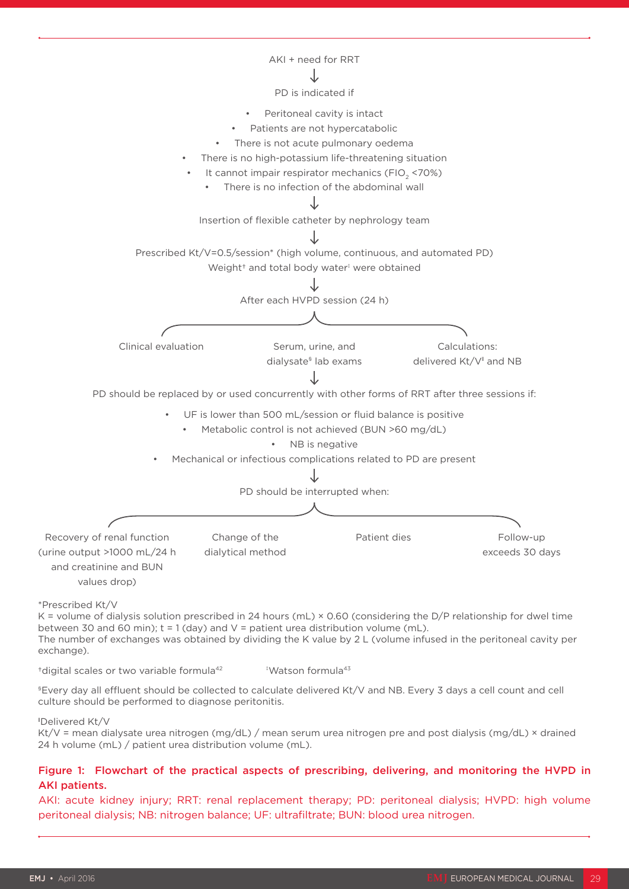AKI + need for RRT

↓

PD is indicated if

- Peritoneal cavity is intact
- Patients are not hypercatabolic
- There is not acute pulmonary oedema
- There is no high-potassium life-threatening situation
- It cannot impair respirator mechanics ($FIO_2$ <70%)
- There is no infection of the abdominal wall

↓

Insertion of flexible catheter by nephrology team

↓

Prescribed Kt/V=0.5/session* (high volume, continuous, and automated PD)
Weight† and total body water‡ were obtained

↓

After each HVPD session (24 h)

- Clinical evaluation
- Serum, urine, and dialysate§ lab exams
- Calculations: delivered Kt/V‖ and NB

↓

PD should be replaced by or used concurrently with other forms of RRT after three sessions if:

- UF is lower than 500 mL/session or fluid balance is positive
- Metabolic control is not achieved (BUN >60 mg/dL)
- NB is negative
- Mechanical or infectious complications related to PD are present

↓

PD should be interrupted when:

- Recovery of renal function (urine output >1000 mL/24 h and creatinine and BUN values drop)
- Change of the dialytical method
- Patient dies
- Follow-up exceeds 30 days

*Prescribed Kt/V
K = volume of dialysis solution prescribed in 24 hours (mL) × 0.60 (considering the D/P relationship for dwel time between 30 and 60 min); t = 1 (day) and V = patient urea distribution volume (mL).
The number of exchanges was obtained by dividing the K value by 2 L (volume infused in the peritoneal cavity per exchange).

†digital scales or two variable formula[42]

‡Watson formula[43]

§Every day all effluent should be collected to calculate delivered Kt/V and NB. Every 3 days a cell count and cell culture should be performed to diagnose peritonitis.

‖Delivered Kt/V
Kt/V = mean dialysate urea nitrogen (mg/dL) / mean serum urea nitrogen pre and post dialysis (mg/dL) × drained 24 h volume (mL) / patient urea distribution volume (mL).

**Figure 1: Flowchart of the practical aspects of prescribing, delivering, and monitoring the HVPD in AKI patients.**
AKI: acute kidney injury; RRT: renal replacement therapy; PD: peritoneal dialysis; HVPD: high volume peritoneal dialysis; NB: nitrogen balance; UF: ultrafiltrate; BUN: blood urea nitrogen.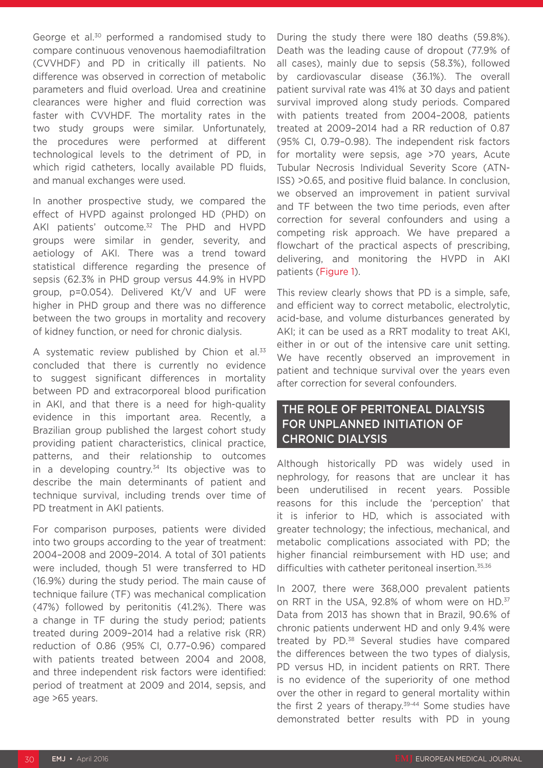George et al.[30] performed a randomised study to compare continuous venovenous haemodiafiltration (CVVHDF) and PD in critically ill patients. No difference was observed in correction of metabolic parameters and fluid overload. Urea and creatinine clearances were higher and fluid correction was faster with CVVHDF. The mortality rates in the two study groups were similar. Unfortunately, the procedures were performed at different technological levels to the detriment of PD, in which rigid catheters, locally available PD fluids, and manual exchanges were used.

In another prospective study, we compared the effect of HVPD against prolonged HD (PHD) on AKI patients' outcome.[32] The PHD and HVPD groups were similar in gender, severity, and aetiology of AKI. There was a trend toward statistical difference regarding the presence of sepsis (62.3% in PHD group versus 44.9% in HVPD group, p=0.054). Delivered Kt/V and UF were higher in PHD group and there was no difference between the two groups in mortality and recovery of kidney function, or need for chronic dialysis.

A systematic review published by Chion et al.[33] concluded that there is currently no evidence to suggest significant differences in mortality between PD and extracorporeal blood purification in AKI, and that there is a need for high-quality evidence in this important area. Recently, a Brazilian group published the largest cohort study providing patient characteristics, clinical practice, patterns, and their relationship to outcomes in a developing country.[34] Its objective was to describe the main determinants of patient and technique survival, including trends over time of PD treatment in AKI patients.

For comparison purposes, patients were divided into two groups according to the year of treatment: 2004–2008 and 2009–2014. A total of 301 patients were included, though 51 were transferred to HD (16.9%) during the study period. The main cause of technique failure (TF) was mechanical complication (47%) followed by peritonitis (41.2%). There was a change in TF during the study period; patients treated during 2009–2014 had a relative risk (RR) reduction of 0.86 (95% CI, 0.77–0.96) compared with patients treated between 2004 and 2008, and three independent risk factors were identified: period of treatment at 2009 and 2014, sepsis, and age >65 years.

During the study there were 180 deaths (59.8%). Death was the leading cause of dropout (77.9% of all cases), mainly due to sepsis (58.3%), followed by cardiovascular disease (36.1%). The overall patient survival rate was 41% at 30 days and patient survival improved along study periods. Compared with patients treated from 2004–2008, patients treated at 2009–2014 had a RR reduction of 0.87 (95% CI, 0.79–0.98). The independent risk factors for mortality were sepsis, age >70 years, Acute Tubular Necrosis Individual Severity Score (ATN-ISS) >0.65, and positive fluid balance. In conclusion, we observed an improvement in patient survival and TF between the two time periods, even after correction for several confounders and using a competing risk approach. We have prepared a flowchart of the practical aspects of prescribing, delivering, and monitoring the HVPD in AKI patients (Figure 1).

This review clearly shows that PD is a simple, safe, and efficient way to correct metabolic, electrolytic, acid-base, and volume disturbances generated by AKI; it can be used as a RRT modality to treat AKI, either in or out of the intensive care unit setting. We have recently observed an improvement in patient and technique survival over the years even after correction for several confounders.

## THE ROLE OF PERITONEAL DIALYSIS FOR UNPLANNED INITIATION OF CHRONIC DIALYSIS

Although historically PD was widely used in nephrology, for reasons that are unclear it has been underutilised in recent years. Possible reasons for this include the 'perception' that it is inferior to HD, which is associated with greater technology; the infectious, mechanical, and metabolic complications associated with PD; the higher financial reimbursement with HD use; and difficulties with catheter peritoneal insertion.[35,36]

In 2007, there were 368,000 prevalent patients on RRT in the USA, 92.8% of whom were on HD.[37] Data from 2013 has shown that in Brazil, 90.6% of chronic patients underwent HD and only 9.4% were treated by PD.[38] Several studies have compared the differences between the two types of dialysis, PD versus HD, in incident patients on RRT. There is no evidence of the superiority of one method over the other in regard to general mortality within the first 2 years of therapy.[39-44] Some studies have demonstrated better results with PD in young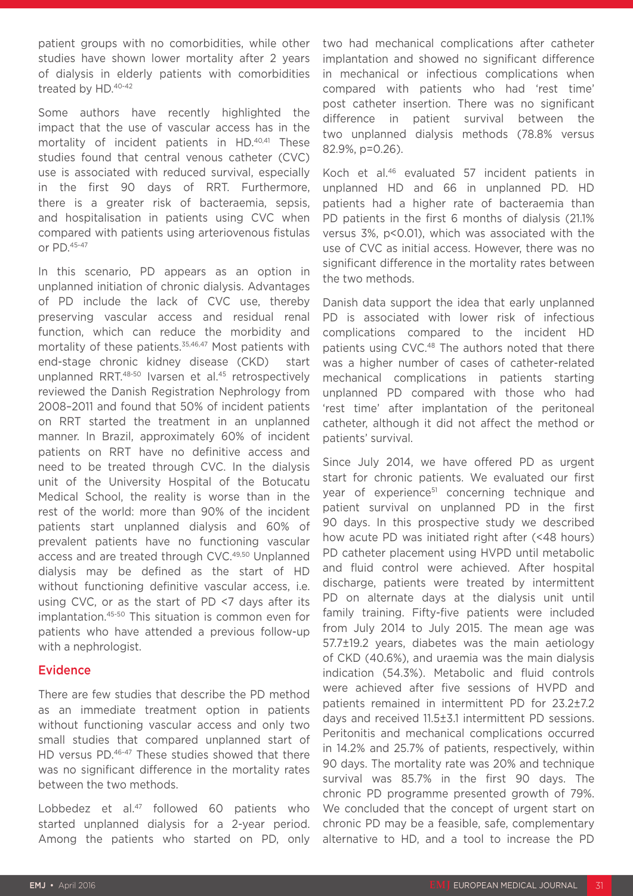patient groups with no comorbidities, while other studies have shown lower mortality after 2 years of dialysis in elderly patients with comorbidities treated by HD.[40-42]

Some authors have recently highlighted the impact that the use of vascular access has in the mortality of incident patients in HD.[40,41] These studies found that central venous catheter (CVC) use is associated with reduced survival, especially in the first 90 days of RRT. Furthermore, there is a greater risk of bacteraemia, sepsis, and hospitalisation in patients using CVC when compared with patients using arteriovenous fistulas or PD.[45-47]

In this scenario, PD appears as an option in unplanned initiation of chronic dialysis. Advantages of PD include the lack of CVC use, thereby preserving vascular access and residual renal function, which can reduce the morbidity and mortality of these patients.[35,46,47] Most patients with end-stage chronic kidney disease (CKD) start unplanned RRT.[48-50] Ivarsen et al.[45] retrospectively reviewed the Danish Registration Nephrology from 2008–2011 and found that 50% of incident patients on RRT started the treatment in an unplanned manner. In Brazil, approximately 60% of incident patients on RRT have no definitive access and need to be treated through CVC. In the dialysis unit of the University Hospital of the Botucatu Medical School, the reality is worse than in the rest of the world: more than 90% of the incident patients start unplanned dialysis and 60% of prevalent patients have no functioning vascular access and are treated through CVC.[49,50] Unplanned dialysis may be defined as the start of HD without functioning definitive vascular access, i.e. using CVC, or as the start of PD <7 days after its implantation.[45-50] This situation is common even for patients who have attended a previous follow-up with a nephrologist.

## Evidence

There are few studies that describe the PD method as an immediate treatment option in patients without functioning vascular access and only two small studies that compared unplanned start of HD versus PD.[46-47] These studies showed that there was no significant difference in the mortality rates between the two methods.

Lobbedez et al.[47] followed 60 patients who started unplanned dialysis for a 2-year period. Among the patients who started on PD, only two had mechanical complications after catheter implantation and showed no significant difference in mechanical or infectious complications when compared with patients who had 'rest time' post catheter insertion. There was no significant difference in patient survival between the two unplanned dialysis methods (78.8% versus 82.9%, p=0.26).

Koch et al.[46] evaluated 57 incident patients in unplanned HD and 66 in unplanned PD. HD patients had a higher rate of bacteraemia than PD patients in the first 6 months of dialysis (21.1% versus 3%, p<0.01), which was associated with the use of CVC as initial access. However, there was no significant difference in the mortality rates between the two methods.

Danish data support the idea that early unplanned PD is associated with lower risk of infectious complications compared to the incident HD patients using CVC.[48] The authors noted that there was a higher number of cases of catheter-related mechanical complications in patients starting unplanned PD compared with those who had 'rest time' after implantation of the peritoneal catheter, although it did not affect the method or patients' survival.

Since July 2014, we have offered PD as urgent start for chronic patients. We evaluated our first year of experience[51] concerning technique and patient survival on unplanned PD in the first 90 days. In this prospective study we described how acute PD was initiated right after (<48 hours) PD catheter placement using HVPD until metabolic and fluid control were achieved. After hospital discharge, patients were treated by intermittent PD on alternate days at the dialysis unit until family training. Fifty-five patients were included from July 2014 to July 2015. The mean age was 57.7±19.2 years, diabetes was the main aetiology of CKD (40.6%), and uraemia was the main dialysis indication (54.3%). Metabolic and fluid controls were achieved after five sessions of HVPD and patients remained in intermittent PD for 23.2±7.2 days and received 11.5±3.1 intermittent PD sessions. Peritonitis and mechanical complications occurred in 14.2% and 25.7% of patients, respectively, within 90 days. The mortality rate was 20% and technique survival was 85.7% in the first 90 days. The chronic PD programme presented growth of 79%. We concluded that the concept of urgent start on chronic PD may be a feasible, safe, complementary alternative to HD, and a tool to increase the PD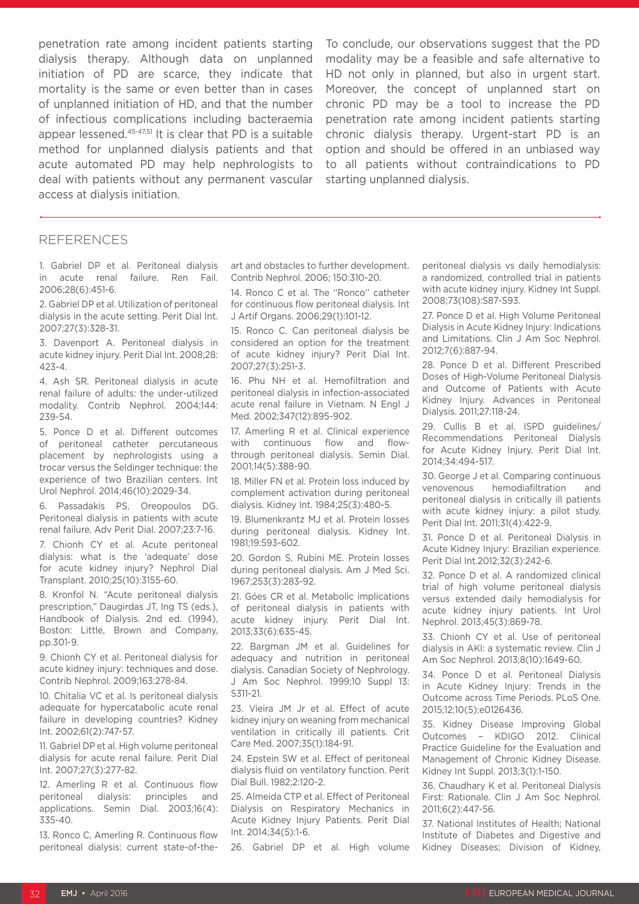penetration rate among incident patients starting dialysis therapy. Although data on unplanned initiation of PD are scarce, they indicate that mortality is the same or even better than in cases of unplanned initiation of HD, and that the number of infectious complications including bacteraemia appear lessened.[45-47,51] It is clear that PD is a suitable method for unplanned dialysis patients and that acute automated PD may help nephrologists to deal with patients without any permanent vascular access at dialysis initiation.

To conclude, our observations suggest that the PD modality may be a feasible and safe alternative to HD not only in planned, but also in urgent start. Moreover, the concept of unplanned start on chronic PD may be a tool to increase the PD penetration rate among incident patients starting chronic dialysis therapy. Urgent-start PD is an option and should be offered in an unbiased way to all patients without contraindications to PD starting unplanned dialysis.

## REFERENCES

1. Gabriel DP et al. Peritoneal dialysis in acute renal failure. Ren Fail. 2006;28(6):451-6.

2. Gabriel DP et al. Utilization of peritoneal dialysis in the acute setting. Perit Dial Int. 2007;27(3):328-31.

3. Davenport A. Peritoneal dialysis in acute kidney injury. Perit Dial Int. 2008;28: 423-4.

4. Ash SR. Peritoneal dialysis in acute renal failure of adults: the under-utilized modality. Contrib Nephrol. 2004;144: 239-54.

5. Ponce D et al. Different outcomes of peritoneal catheter percutaneous placement by nephrologists using a trocar versus the Seldinger technique: the experience of two Brazilian centers. Int Urol Nephrol. 2014;46(10):2029-34.

6. Passadakis PS, Oreopoulos DG. Peritoneal dialysis in patients with acute renal failure. Adv Perit Dial. 2007;23:7-16.

7. Chionh CY et al. Acute peritoneal dialysis: what is the 'adequate' dose for acute kidney injury? Nephrol Dial Transplant. 2010;25(10):3155-60.

8. Kronfol N. "Acute peritoneal dialysis prescription," Daugirdas JT, Ing TS (eds.), Handbook of Dialysis. 2nd ed. (1994), Boston: Little, Brown and Company, pp.301-9.

9. Chionh CY et al. Peritoneal dialysis for acute kidney injury: techniques and dose. Contrib Nephrol. 2009;163:278-84.

10. Chitalia VC et al. Is peritoneal dialysis adequate for hypercatabolic acute renal failure in developing countries? Kidney Int. 2002;61(2):747-57.

11. Gabriel DP et al. High volume peritoneal dialysis for acute renal failure. Perit Dial Int. 2007;27(3):277-82.

12. Amerling R et al. Continuous flow peritoneal dialysis: principles and applications. Semin Dial. 2003;16(4): 335-40.

13. Ronco C, Amerling R. Continuous flow peritoneal dialysis: current state-of-the-art and obstacles to further development. Contrib Nephrol. 2006; 150:310-20.

14. Ronco C et al. The "Ronco" catheter for continuous flow peritoneal dialysis. Int J Artif Organs. 2006;29(1):101-12.

15. Ronco C. Can peritoneal dialysis be considered an option for the treatment of acute kidney injury? Perit Dial Int. 2007;27(3):251-3.

16. Phu NH et al. Hemofiltration and peritoneal dialysis in infection-associated acute renal failure in Vietnam. N Engl J Med. 2002;347(12):895-902.

17. Amerling R et al. Clinical experience with continuous flow and flow-through peritoneal dialysis. Semin Dial. 2001;14(5):388-90.

18. Miller FN et al. Protein loss induced by complement activation during peritoneal dialysis. Kidney Int. 1984;25(3):480-5.

19. Blumenkrantz MJ et al. Protein losses during peritoneal dialysis. Kidney Int. 1981;19:593-602.

20. Gordon S, Rubini ME. Protein losses during peritoneal dialysis. Am J Med Sci. 1967;253(3):283-92.

21. Góes CR et al. Metabolic implications of peritoneal dialysis in patients with acute kidney injury. Perit Dial Int. 2013;33(6):635-45.

22. Bargman JM et al. Guidelines for adequacy and nutrition in peritoneal dialysis. Canadian Society of Nephrology. J Am Soc Nephrol. 1999;10 Suppl 13: S311-21.

23. Vieira JM Jr et al. Effect of acute kidney injury on weaning from mechanical ventilation in critically ill patients. Crit Care Med. 2007;35(1):184-91.

24. Epstein SW et al. Effect of peritoneal dialysis fluid on ventilatory function. Perit Dial Bull. 1982;2:120-2.

25. Almeida CTP et al. Effect of Peritoneal Dialysis on Respiratory Mechanics in Acute Kidney Injury Patients. Perit Dial Int. 2014;34(5):1-6.

26. Gabriel DP et al. High volume peritoneal dialysis vs daily hemodialysis: a randomized, controlled trial in patients with acute kidney injury. Kidney Int Suppl. 2008;73(108):S87-S93.

27. Ponce D et al. High Volume Peritoneal Dialysis in Acute Kidney Injury: Indications and Limitations. Clin J Am Soc Nephrol. 2012;7(6):887-94.

28. Ponce D et al. Different Prescribed Doses of High-Volume Peritoneal Dialysis and Outcome of Patients with Acute Kidney Injury. Advances in Peritoneal Dialysis. 2011;27:118-24.

29. Cullis B et al. ISPD guidelines/ Recommendations Peritoneal Dialysis for Acute Kidney Injury. Perit Dial Int. 2014;34:494-517.

30. George J et al. Comparing continuous venovenous hemodiafiltration and peritoneal dialysis in critically ill patients with acute kidney injury: a pilot study. Perit Dial Int. 2011;31(4):422-9.

31. Ponce D et al. Peritoneal Dialysis in Acute Kidney Injury: Brazilian experience. Perit Dial Int.2012;32(3):242-6.

32. Ponce D et al. A randomized clinical trial of high volume peritoneal dialysis versus extended daily hemodialysis for acute kidney injury patients. Int Urol Nephrol. 2013;45(3):869-78.

33. Chionh CY et al. Use of peritoneal dialysis in AKI: a systematic review. Clin J Am Soc Nephrol. 2013;8(10):1649-60.

34. Ponce D et al. Peritoneal Dialysis in Acute Kidney Injury: Trends in the Outcome across Time Periods. PLoS One. 2015;12;10(5):e0126436.

35. Kidney Disease Improving Global Outcomes – KDIGO 2012. Clinical Practice Guideline for the Evaluation and Management of Chronic Kidney Disease. Kidney Int Suppl. 2013;3(1):1-150.

36. Chaudhary K et al. Peritoneal Dialysis First: Rationale. Clin J Am Soc Nephrol. 2011;6(2):447-56.

37. National Institutes of Health; National Institute of Diabetes and Digestive and Kidney Diseases; Division of Kidney,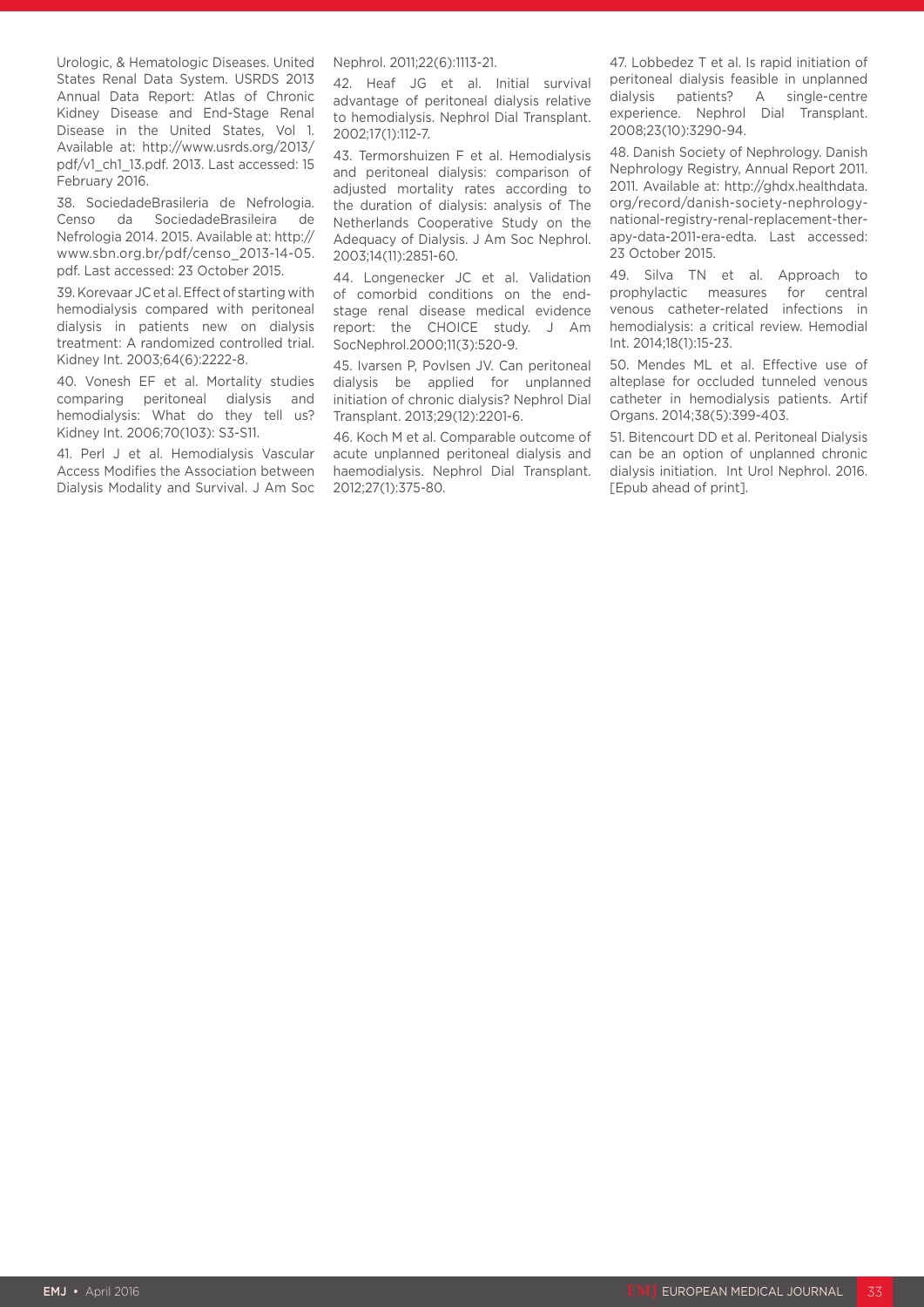Urologic, & Hematologic Diseases. United States Renal Data System. USRDS 2013 Annual Data Report: Atlas of Chronic Kidney Disease and End-Stage Renal Disease in the United States, Vol 1. Available at: http://www.usrds.org/2013/pdf/v1_ch1_13.pdf. 2013. Last accessed: 15 February 2016.

38. SociedadeBrasileria de Nefrologia. Censo da SociedadeBrasileira de Nefrologia 2014. 2015. Available at: http://www.sbn.org.br/pdf/censo_2013-14-05.pdf. Last accessed: 23 October 2015.

39. Korevaar JC et al. Effect of starting with hemodialysis compared with peritoneal dialysis in patients new on dialysis treatment: A randomized controlled trial. Kidney Int. 2003;64(6):2222-8.

40. Vonesh EF et al. Mortality studies comparing peritoneal dialysis and hemodialysis: What do they tell us? Kidney Int. 2006;70(103): S3-S11.

41. Perl J et al. Hemodialysis Vascular Access Modifies the Association between Dialysis Modality and Survival. J Am Soc Nephrol. 2011;22(6):1113-21.

42. Heaf JG et al. Initial survival advantage of peritoneal dialysis relative to hemodialysis. Nephrol Dial Transplant. 2002;17(1):112-7.

43. Termorshuizen F et al. Hemodialysis and peritoneal dialysis: comparison of adjusted mortality rates according to the duration of dialysis: analysis of The Netherlands Cooperative Study on the Adequacy of Dialysis. J Am Soc Nephrol. 2003;14(11):2851-60.

44. Longenecker JC et al. Validation of comorbid conditions on the end-stage renal disease medical evidence report: the CHOICE study. J Am SocNephrol.2000;11(3):520-9.

45. Ivarsen P, Povlsen JV. Can peritoneal dialysis be applied for unplanned initiation of chronic dialysis? Nephrol Dial Transplant. 2013;29(12):2201-6.

46. Koch M et al. Comparable outcome of acute unplanned peritoneal dialysis and haemodialysis. Nephrol Dial Transplant. 2012;27(1):375-80.

47. Lobbedez T et al. Is rapid initiation of peritoneal dialysis feasible in unplanned dialysis patients? A single-centre experience. Nephrol Dial Transplant. 2008;23(10):3290-94.

48. Danish Society of Nephrology. Danish Nephrology Registry, Annual Report 2011. 2011. Available at: http://ghdx.healthdata.org/record/danish-society-nephrology-national-registry-renal-replacement-therapy-data-2011-era-edta. Last accessed: 23 October 2015.

49. Silva TN et al. Approach to prophylactic measures for central venous catheter-related infections in hemodialysis: a critical review. Hemodial Int. 2014;18(1):15-23.

50. Mendes ML et al. Effective use of alteplase for occluded tunneled venous catheter in hemodialysis patients. Artif Organs. 2014;38(5):399-403.

51. Bitencourt DD et al. Peritoneal Dialysis can be an option of unplanned chronic dialysis initiation. Int Urol Nephrol. 2016. [Epub ahead of print].